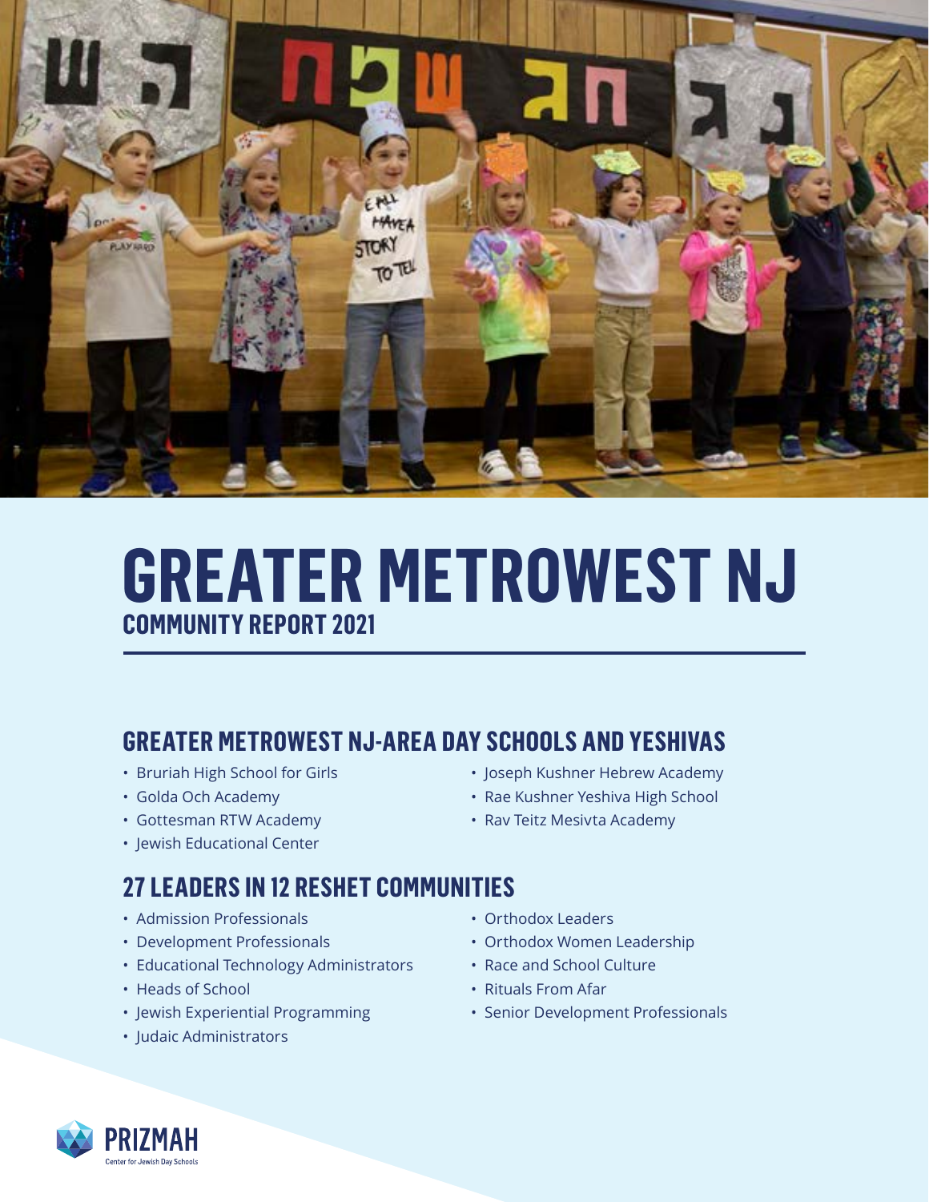# GREATER METROWEST NJ

## COMMUNITY REPORT 2021

## GREATER METROWEST NJ-AREA DAY SCHOOLS AND YESHIVAS

- Bruriah High School for Girls
- Golda Och Academy
- Gottesman RTW Academy
- Jewish Educational Center
- Joseph Kushner Hebrew Academy
- Rae Kushner Yeshiva High School
- Rav Teitz Mesivta Academy

## 27 LEADERS IN 12 RESHET COMMUNITIES

- Admission Professionals
- Development Professionals
- Educational Technology Administrators
- Heads of School
- Jewish Experiential Programming
- Judaic Administrators
- Orthodox Leaders
- Orthodox Women Leadership
- Race and School Culture
- Rituals From Afar
- Senior Development Professionals

PRIZMAH
Center for Jewish Day Schools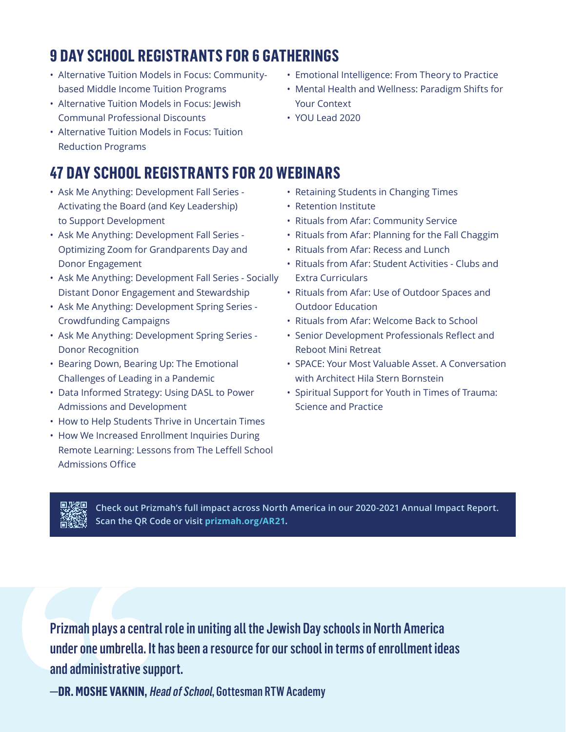## 9 DAY SCHOOL REGISTRANTS FOR 6 GATHERINGS

- Alternative Tuition Models in Focus: Community-based Middle Income Tuition Programs
- Alternative Tuition Models in Focus: Jewish Communal Professional Discounts
- Alternative Tuition Models in Focus: Tuition Reduction Programs
- Emotional Intelligence: From Theory to Practice
- Mental Health and Wellness: Paradigm Shifts for Your Context
- YOU Lead 2020

## 47 DAY SCHOOL REGISTRANTS FOR 20 WEBINARS

- Ask Me Anything: Development Fall Series - Activating the Board (and Key Leadership) to Support Development
- Ask Me Anything: Development Fall Series - Optimizing Zoom for Grandparents Day and Donor Engagement
- Ask Me Anything: Development Fall Series - Socially Distant Donor Engagement and Stewardship
- Ask Me Anything: Development Spring Series - Crowdfunding Campaigns
- Ask Me Anything: Development Spring Series - Donor Recognition
- Bearing Down, Bearing Up: The Emotional Challenges of Leading in a Pandemic
- Data Informed Strategy: Using DASL to Power Admissions and Development
- How to Help Students Thrive in Uncertain Times
- How We Increased Enrollment Inquiries During Remote Learning: Lessons from The Leffell School Admissions Office
- Retaining Students in Changing Times
- Retention Institute
- Rituals from Afar: Community Service
- Rituals from Afar: Planning for the Fall Chaggim
- Rituals from Afar: Recess and Lunch
- Rituals from Afar: Student Activities - Clubs and Extra Curriculars
- Rituals from Afar: Use of Outdoor Spaces and Outdoor Education
- Rituals from Afar: Welcome Back to School
- Senior Development Professionals Reflect and Reboot Mini Retreat
- SPACE: Your Most Valuable Asset. A Conversation with Architect Hila Stern Bornstein
- Spiritual Support for Youth in Times of Trauma: Science and Practice

**Check out Prizmah's full impact across North America in our 2020-2021 Annual Impact Report. Scan the QR Code or visit prizmah.org/AR21.**

**Prizmah plays a central role in uniting all the Jewish Day schools in North America under one umbrella. It has been a resource for our school in terms of enrollment ideas and administrative support.**

—**DR. MOSHE VAKNIN,** *Head of School*, Gottesman RTW Academy